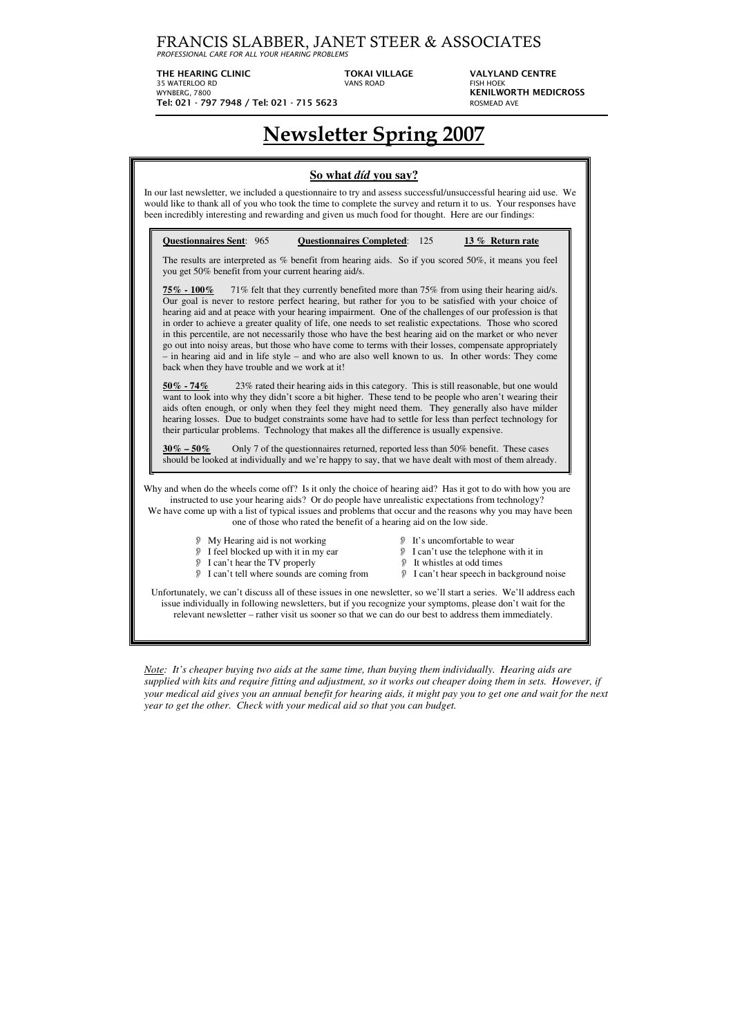# FRANCIS SLABBER, JANET STEER & ASSOCIATES

*PROFESSIONAL CARE FOR ALL YOUR HEARING PROBLEMS*

**THE HEARING CLINIC**
35 WATERLOO RD
WYNBERG, 7800
**Tel: 021 - 797 7948 / Tel: 021 - 715 5623**

**TOKAI VILLAGE**
VANS ROAD

**VALYLAND CENTRE**
FISH HOEK
**KENILWORTH MEDICROSS**
ROSMEAD AVE

# Newsletter Spring 2007

## So what *díd* you say?

In our last newsletter, we included a questionnaire to try and assess successful/unsuccessful hearing aid use. We would like to thank all of you who took the time to complete the survey and return it to us. Your responses have been incredibly interesting and rewarding and given us much food for thought. Here are our findings:

**Questionnaires Sent**: 965 **Questionnaires Completed**: 125 **13 % Return rate**

The results are interpreted as % benefit from hearing aids. So if you scored 50%, it means you feel you get 50% benefit from your current hearing aid/s.

**75% - 100%** 71% felt that they currently benefited more than 75% from using their hearing aid/s. Our goal is never to restore perfect hearing, but rather for you to be satisfied with your choice of hearing aid and at peace with your hearing impairment. One of the challenges of our profession is that in order to achieve a greater quality of life, one needs to set realistic expectations. Those who scored in this percentile, are not necessarily those who have the best hearing aid on the market or who never go out into noisy areas, but those who have come to terms with their losses, compensate appropriately – in hearing aid and in life style – and who are also well known to us. In other words: They come back when they have trouble and we work at it!

**50% - 74%** 23% rated their hearing aids in this category. This is still reasonable, but one would want to look into why they didn't score a bit higher. These tend to be people who aren't wearing their aids often enough, or only when they feel they might need them. They generally also have milder hearing losses. Due to budget constraints some have had to settle for less than perfect technology for their particular problems. Technology that makes all the difference is usually expensive.

**30% – 50%** Only 7 of the questionnaires returned, reported less than 50% benefit. These cases should be looked at individually and we're happy to say, that we have dealt with most of them already.

Why and when do the wheels come off? Is it only the choice of hearing aid? Has it got to do with how you are instructed to use your hearing aids? Or do people have unrealistic expectations from technology? We have come up with a list of typical issues and problems that occur and the reasons why you may have been one of those who rated the benefit of a hearing aid on the low side.

- My Hearing aid is not working
- I feel blocked up with it in my ear
- I can't hear the TV properly
- I can't tell where sounds are coming from
- It's uncomfortable to wear
- I can't use the telephone with it in
- It whistles at odd times
- I can't hear speech in background noise

Unfortunately, we can't discuss all of these issues in one newsletter, so we'll start a series. We'll address each issue individually in following newsletters, but if you recognize your symptoms, please don't wait for the relevant newsletter – rather visit us sooner so that we can do our best to address them immediately.

*Note: It's cheaper buying two aids at the same time, than buying them individually. Hearing aids are supplied with kits and require fitting and adjustment, so it works out cheaper doing them in sets. However, if your medical aid gives you an annual benefit for hearing aids, it might pay you to get one and wait for the next year to get the other. Check with your medical aid so that you can budget.*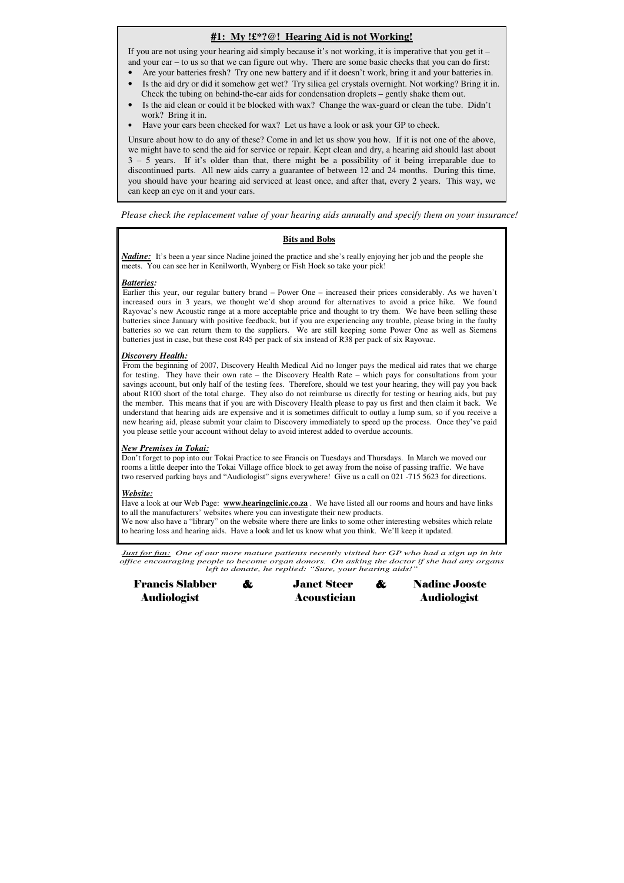## **#1: My !£*?@! Hearing Aid is not Working!**

If you are not using your hearing aid simply because it's not working, it is imperative that you get it – and your ear – to us so that we can figure out why. There are some basic checks that you can do first:

- Are your batteries fresh? Try one new battery and if it doesn't work, bring it and your batteries in.
- Is the aid dry or did it somehow get wet? Try silica gel crystals overnight. Not working? Bring it in. Check the tubing on behind-the-ear aids for condensation droplets – gently shake them out.
- Is the aid clean or could it be blocked with wax? Change the wax-guard or clean the tube. Didn't work? Bring it in.
- Have your ears been checked for wax? Let us have a look or ask your GP to check.

Unsure about how to do any of these? Come in and let us show you how. If it is not one of the above, we might have to send the aid for service or repair. Kept clean and dry, a hearing aid should last about 3 – 5 years. If it's older than that, there might be a possibility of it being irreparable due to discontinued parts. All new aids carry a guarantee of between 12 and 24 months. During this time, you should have your hearing aid serviced at least once, and after that, every 2 years. This way, we can keep an eye on it and your ears.

*Please check the replacement value of your hearing aids annually and specify them on your insurance!*

### **Bits and Bobs**

***Nadine:*** It's been a year since Nadine joined the practice and she's really enjoying her job and the people she meets. You can see her in Kenilworth, Wynberg or Fish Hoek so take your pick!

***Batteries:***
Earlier this year, our regular battery brand – Power One – increased their prices considerably. As we haven't increased ours in 3 years, we thought we'd shop around for alternatives to avoid a price hike. We found Rayovac's new Acoustic range at a more acceptable price and thought to try them. We have been selling these batteries since January with positive feedback, but if you are experiencing any trouble, please bring in the faulty batteries so we can return them to the suppliers. We are still keeping some Power One as well as Siemens batteries just in case, but these cost R45 per pack of six instead of R38 per pack of six Rayovac.

***Discovery Health:***
From the beginning of 2007, Discovery Health Medical Aid no longer pays the medical aid rates that we charge for testing. They have their own rate – the Discovery Health Rate – which pays for consultations from your savings account, but only half of the testing fees. Therefore, should we test your hearing, they will pay you back about R100 short of the total charge. They also do not reimburse us directly for testing or hearing aids, but pay the member. This means that if you are with Discovery Health please to pay us first and then claim it back. We understand that hearing aids are expensive and it is sometimes difficult to outlay a lump sum, so if you receive a new hearing aid, please submit your claim to Discovery immediately to speed up the process. Once they've paid you please settle your account without delay to avoid interest added to overdue accounts.

***New Premises in Tokai:***
Don't forget to pop into our Tokai Practice to see Francis on Tuesdays and Thursdays. In March we moved our rooms a little deeper into the Tokai Village office block to get away from the noise of passing traffic. We have two reserved parking bays and "Audiologist" signs everywhere! Give us a call on 021 -715 5623 for directions.

***Website:***
Have a look at our Web Page: **www.hearingclinic.co.za** . We have listed all our rooms and hours and have links to all the manufacturers' websites where you can investigate their new products.
We now also have a "library" on the website where there are links to some other interesting websites which relate to hearing loss and hearing aids. Have a look and let us know what you think. We'll keep it updated.

*Just for fun: One of our more mature patients recently visited her GP who had a sign up in his office encouraging people to become organ donors. On asking the doctor if she had any organs left to donate, he replied: "Sure, your hearing aids!"*

**Francis Slabber** & **Janet Steer** & **Nadine Jooste**
**Audiologist** **Acoustician** **Audiologist**